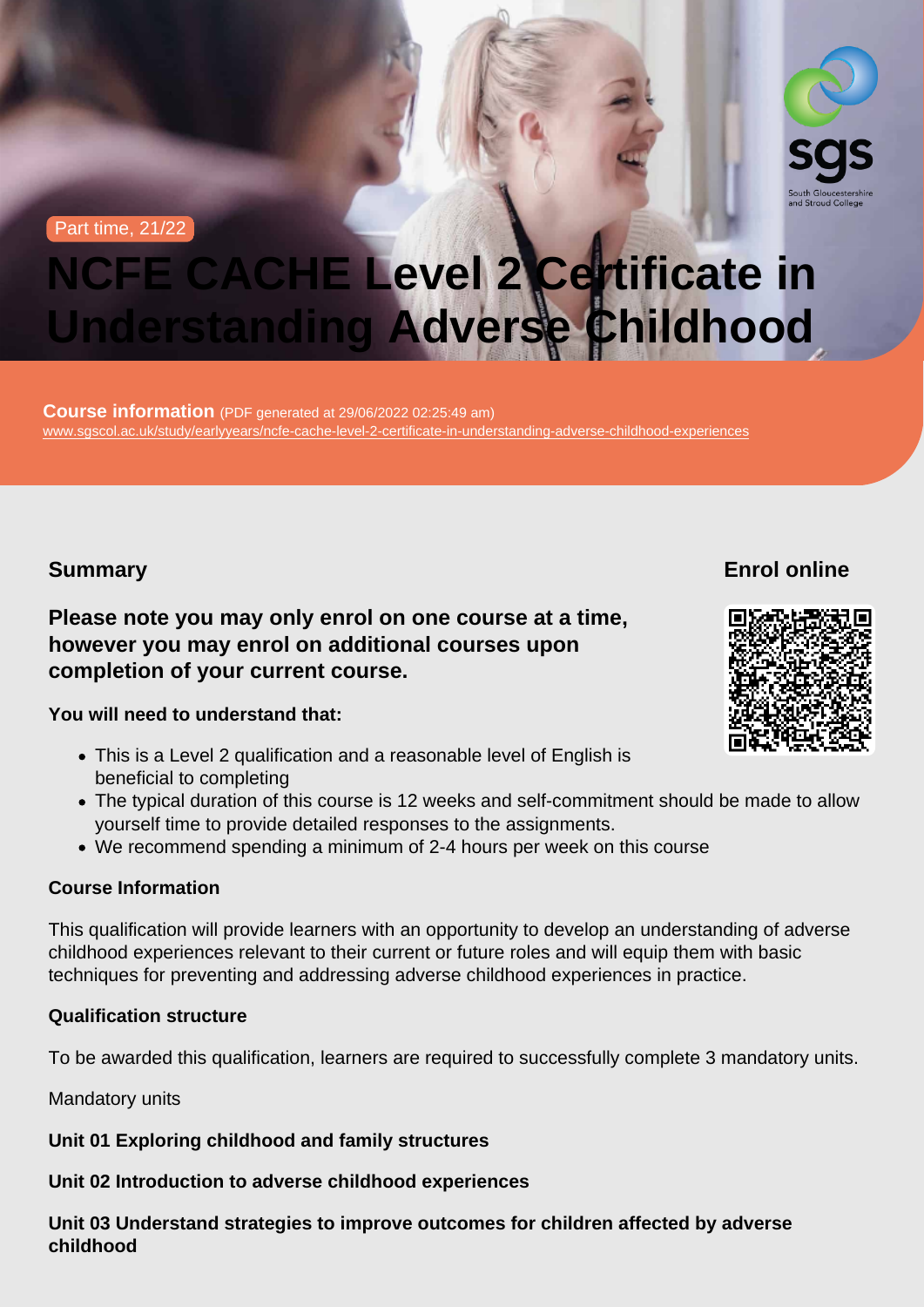Part time, 21/22

# NCFE CACHE Level 2 Certificate in Understanding Adverse Childhood

**Course information** (PDF generated at 29/06/2022 02:25:49 am)
www.sgscol.ac.uk/study/earlyyears/ncfe-cache-level-2-certificate-in-understanding-adverse-childhood-experiences

## Summary

**Please note you may only enrol on one course at a time, however you may enrol on additional courses upon completion of your current course.**

**You will need to understand that:**

- This is a Level 2 qualification and a reasonable level of English is beneficial to completing
- The typical duration of this course is 12 weeks and self-commitment should be made to allow yourself time to provide detailed responses to the assignments.
- We recommend spending a minimum of 2-4 hours per week on this course

**Course Information**

This qualification will provide learners with an opportunity to develop an understanding of adverse childhood experiences relevant to their current or future roles and will equip them with basic techniques for preventing and addressing adverse childhood experiences in practice.

**Qualification structure**

To be awarded this qualification, learners are required to successfully complete 3 mandatory units.

Mandatory units

**Unit 01 Exploring childhood and family structures**

**Unit 02 Introduction to adverse childhood experiences**

**Unit 03 Understand strategies to improve outcomes for children affected by adverse childhood**

## Enrol online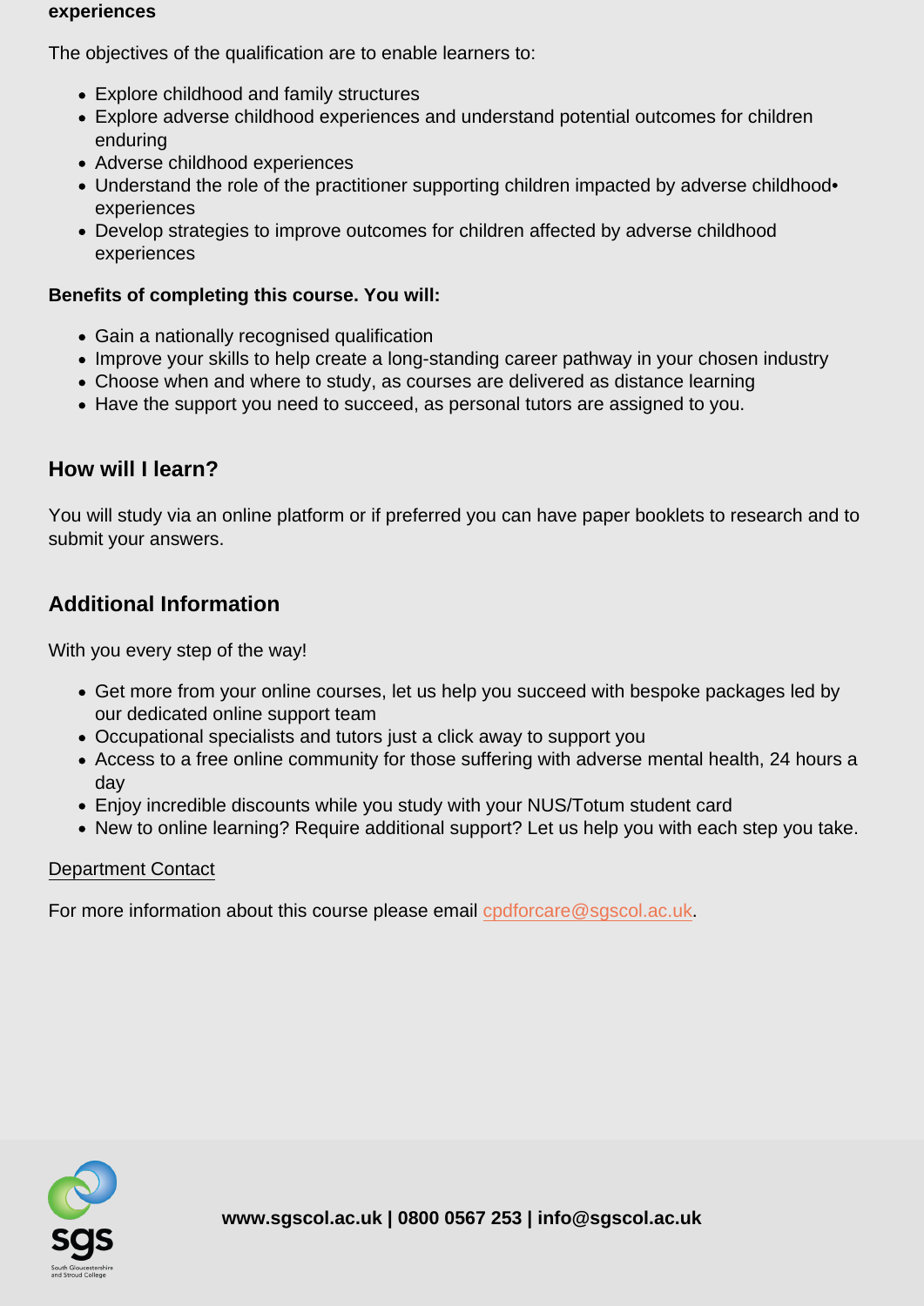**experiences**

The objectives of the qualification are to enable learners to:

- Explore childhood and family structures
- Explore adverse childhood experiences and understand potential outcomes for children enduring
- Adverse childhood experiences
- Understand the role of the practitioner supporting children impacted by adverse childhood• experiences
- Develop strategies to improve outcomes for children affected by adverse childhood experiences

**Benefits of completing this course. You will:**

- Gain a nationally recognised qualification
- Improve your skills to help create a long-standing career pathway in your chosen industry
- Choose when and where to study, as courses are delivered as distance learning
- Have the support you need to succeed, as personal tutors are assigned to you.

## How will I learn?

You will study via an online platform or if preferred you can have paper booklets to research and to submit your answers.

## Additional Information

With you every step of the way!

- Get more from your online courses, let us help you succeed with bespoke packages led by our dedicated online support team
- Occupational specialists and tutors just a click away to support you
- Access to a free online community for those suffering with adverse mental health, 24 hours a day
- Enjoy incredible discounts while you study with your NUS/Totum student card
- New to online learning? Require additional support? Let us help you with each step you take.

Department Contact

For more information about this course please email cpdforcare@sgscol.ac.uk.

**www.sgscol.ac.uk | 0800 0567 253 | info@sgscol.ac.uk**